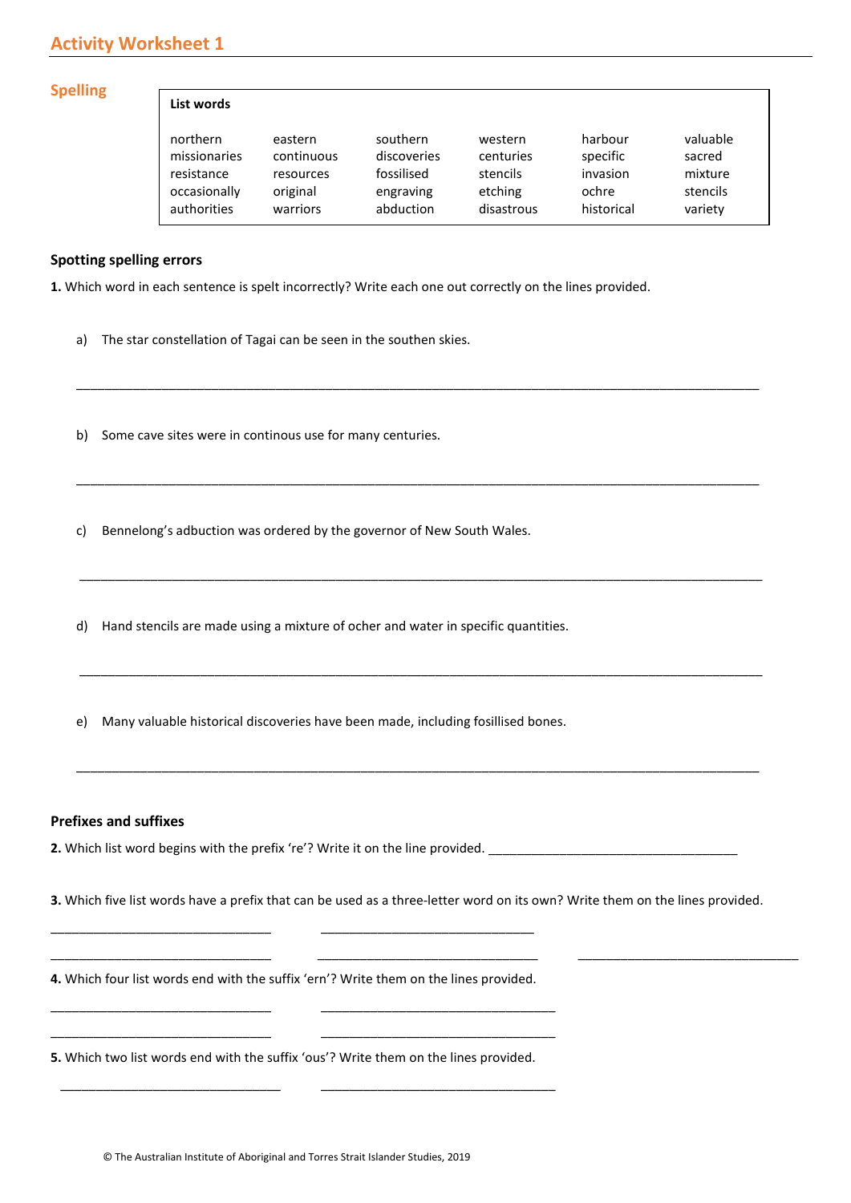# Activity Worksheet 1

## Spelling

**List words**

| | | | | | |
|---|---|---|---|---|---|
| northern | eastern | southern | western | harbour | valuable |
| missionaries | continuous | discoveries | centuries | specific | sacred |
| resistance | resources | fossilised | stencils | invasion | mixture |
| occasionally | original | engraving | etching | ochre | stencils |
| authorities | warriors | abduction | disastrous | historical | variety |

### Spotting spelling errors

**1.** Which word in each sentence is spelt incorrectly? Write each one out correctly on the lines provided.

a) The star constellation of Tagai can be seen in the southen skies.

______________________________________________________________________________________________

b) Some cave sites were in continous use for many centuries.

______________________________________________________________________________________________

c) Bennelong's adbuction was ordered by the governor of New South Wales.

______________________________________________________________________________________________

d) Hand stencils are made using a mixture of ocher and water in specific quantities.

______________________________________________________________________________________________

e) Many valuable historical discoveries have been made, including fossilised bones.

______________________________________________________________________________________________

### Prefixes and suffixes

**2.** Which list word begins with the prefix 're'? Write it on the line provided. ____________________________________

**3.** Which five list words have a prefix that can be used as a three-letter word on its own? Write them on the lines provided.

_______________________________ _______________________________

_______________________________ _______________________________ _______________________________

**4.** Which four list words end with the suffix 'ern'? Write them on the lines provided.

_______________________________ _______________________________

_______________________________ _______________________________

**5.** Which two list words end with the suffix 'ous'? Write them on the lines provided.

_______________________________ _______________________________

© The Australian Institute of Aboriginal and Torres Strait Islander Studies, 2019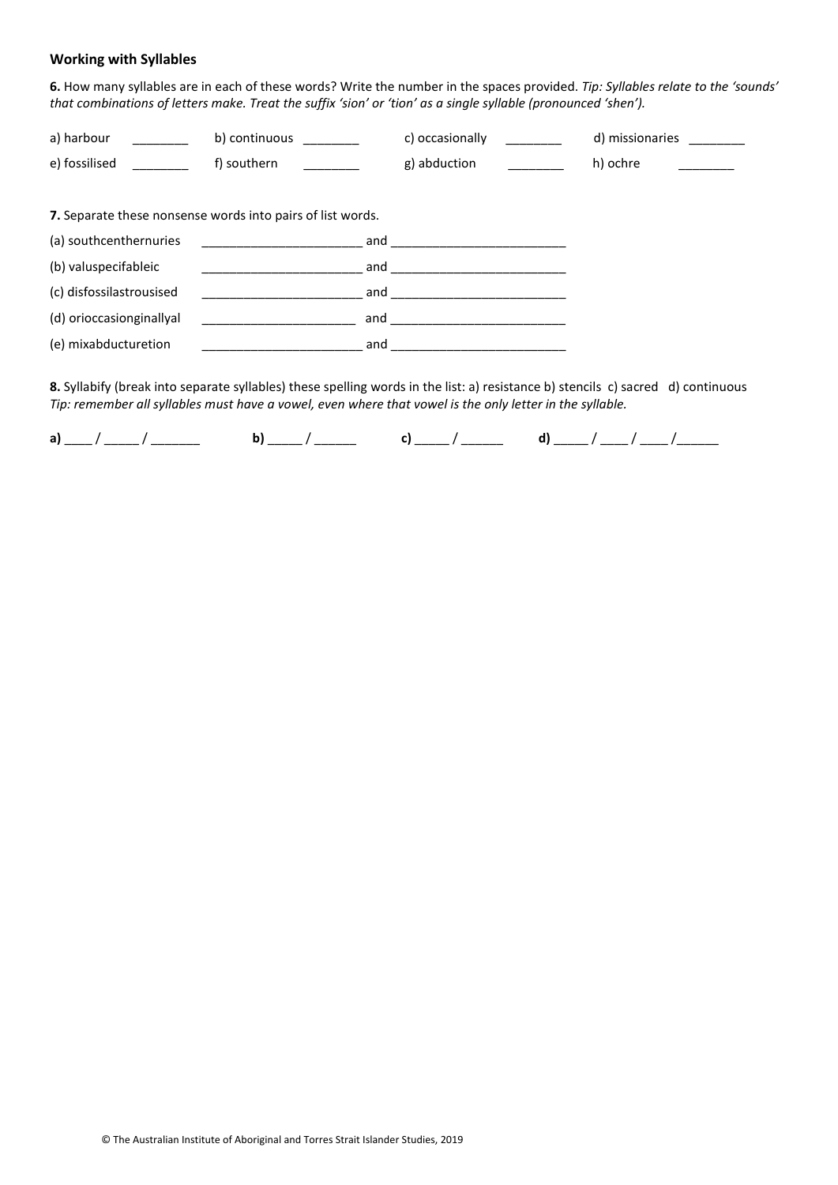**Working with Syllables**

**6.** How many syllables are in each of these words? Write the number in the spaces provided. *Tip: Syllables relate to the 'sounds' that combinations of letters make. Treat the suffix 'sion' or 'tion' as a single syllable (pronounced 'shen').*

a) harbour ________ b) continuous ________ c) occasionally ________ d) missionaries ________

e) fossilised ________ f) southern ________ g) abduction ________ h) ochre ________

**7.** Separate these nonsense words into pairs of list words.

(a) southcenthernuries ______________________ and _________________________

(b) valuspecifableic ______________________ and _________________________

(c) disfossilastrousised ______________________ and _________________________

(d) orioccasionginallyal ______________________ and _________________________

(e) mixabducturetion ______________________ and _________________________

**8.** Syllabify (break into separate syllables) these spelling words in the list: a) resistance b) stencils c) sacred d) continuous
*Tip: remember all syllables must have a vowel, even where that vowel is the only letter in the syllable.*

**a)** ____ / _____ / _______ **b)** _____ / ______ **c)** _____ / ______ **d)** _____ / ____ / ____ /______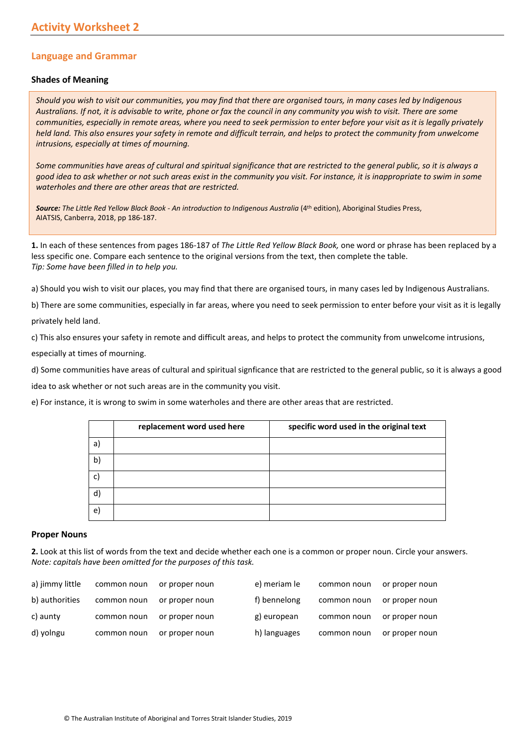# Activity Worksheet 2

## Language and Grammar

### Shades of Meaning

> *Should you wish to visit our communities, you may find that there are organised tours, in many cases led by Indigenous Australians. If not, it is advisable to write, phone or fax the council in any community you wish to visit. There are some communities, especially in remote areas, where you need to seek permission to enter before your visit as it is legally privately held land. This also ensures your safety in remote and difficult terrain, and helps to protect the community from unwelcome intrusions, especially at times of mourning.*
>
> *Some communities have areas of cultural and spiritual significance that are restricted to the general public, so it is always a good idea to ask whether or not such areas exist in the community you visit. For instance, it is inappropriate to swim in some waterholes and there are other areas that are restricted.*
>
> ***Source:*** *The Little Red Yellow Black Book - An introduction to Indigenous Australia* (4th edition), Aboriginal Studies Press, AIATSIS, Canberra, 2018, pp 186-187.

**1.** In each of these sentences from pages 186-187 of *The Little Red Yellow Black Book,* one word or phrase has been replaced by a less specific one. Compare each sentence to the original versions from the text, then complete the table.
*Tip: Some have been filled in to help you.*

a) Should you wish to visit our places, you may find that there are organised tours, in many cases led by Indigenous Australians.

b) There are some communities, especially in far areas, where you need to seek permission to enter before your visit as it is legally privately held land.

c) This also ensures your safety in remote and difficult areas, and helps to protect the community from unwelcome intrusions, especially at times of mourning.

d) Some communities have areas of cultural and spiritual signficance that are restricted to the general public, so it is always a good idea to ask whether or not such areas are in the community you visit.

e) For instance, it is wrong to swim in some waterholes and there are other areas that are restricted.

| | replacement word used here | specific word used in the original text |
|---|---|---|
| a) | | |
| b) | | |
| c) | | |
| d) | | |
| e) | | |

### Proper Nouns

**2.** Look at this list of words from the text and decide whether each one is a common or proper noun. Circle your answers.
*Note: capitals have been omitted for the purposes of this task.*

| | | |
|---|---|---|
| a) jimmy little | common noun | or proper noun |
| b) authorities | common noun | or proper noun |
| c) aunty | common noun | or proper noun |
| d) yolngu | common noun | or proper noun |
| e) meriam le | common noun | or proper noun |
| f) bennelong | common noun | or proper noun |
| g) european | common noun | or proper noun |
| h) languages | common noun | or proper noun |

© The Australian Institute of Aboriginal and Torres Strait Islander Studies, 2019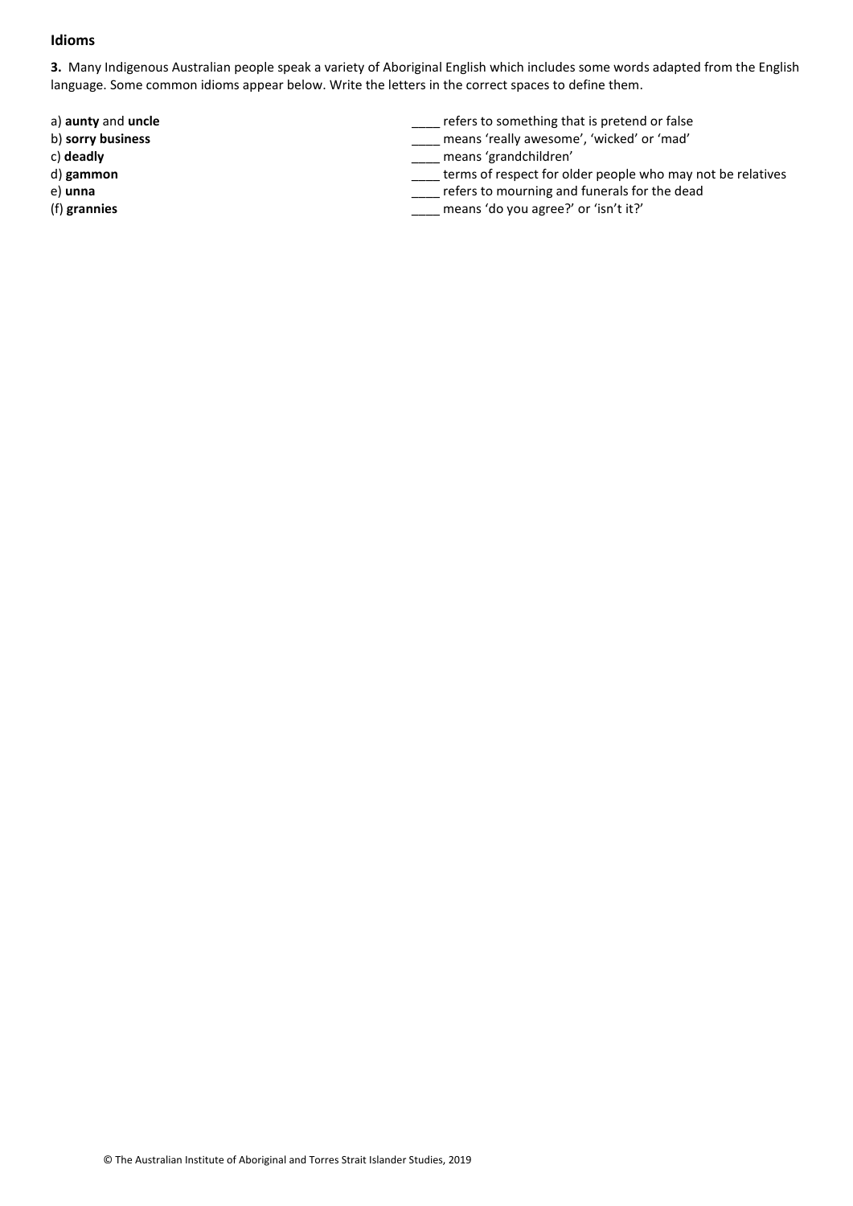## Idioms

**3.** Many Indigenous Australian people speak a variety of Aboriginal English which includes some words adapted from the English language. Some common idioms appear below. Write the letters in the correct spaces to define them.

a) **aunty** and **uncle**
b) **sorry business**
c) **deadly**
d) **gammon**
e) **unna**
(f) **grannies**

____ refers to something that is pretend or false
____ means 'really awesome', 'wicked' or 'mad'
____ means 'grandchildren'
____ terms of respect for older people who may not be relatives
____ refers to mourning and funerals for the dead
____ means 'do you agree?' or 'isn't it?'

© The Australian Institute of Aboriginal and Torres Strait Islander Studies, 2019